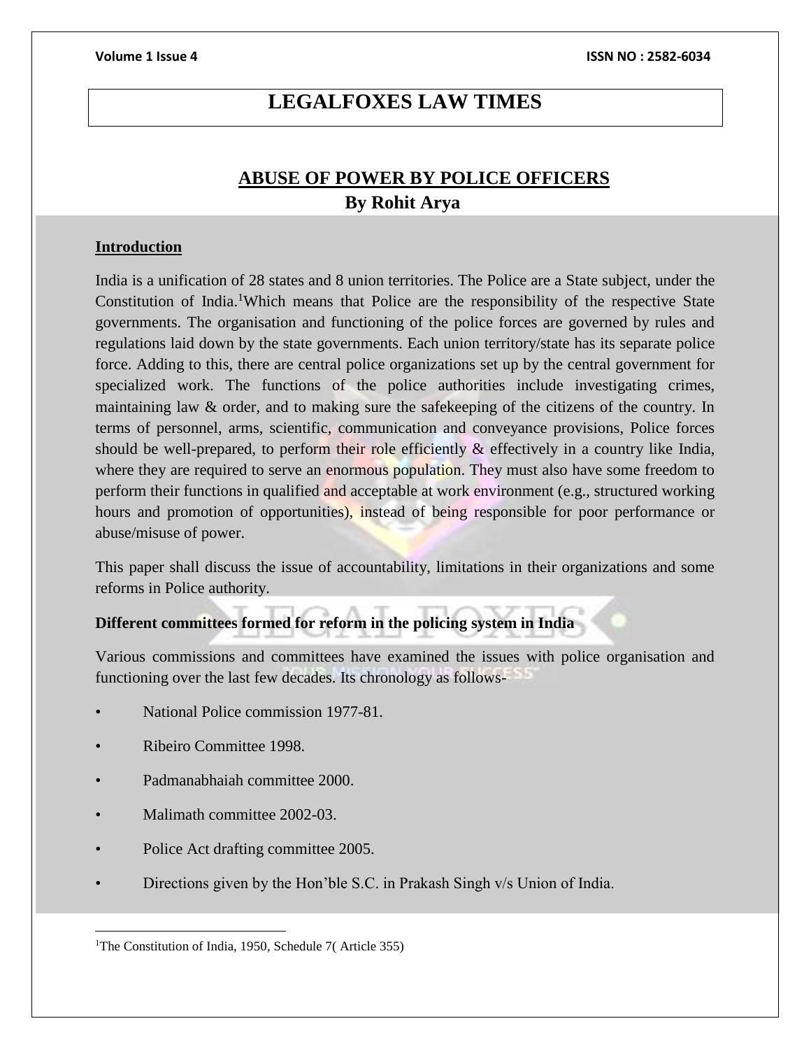# LEGALFOXES LAW TIMES

## ABUSE OF POWER BY POLICE OFFICERS

**By Rohit Arya**

### Introduction

India is a unification of 28 states and 8 union territories. The Police are a State subject, under the Constitution of India.[1]Which means that Police are the responsibility of the respective State governments. The organisation and functioning of the police forces are governed by rules and regulations laid down by the state governments. Each union territory/state has its separate police force. Adding to this, there are central police organizations set up by the central government for specialized work. The functions of the police authorities include investigating crimes, maintaining law & order, and to making sure the safekeeping of the citizens of the country. In terms of personnel, arms, scientific, communication and conveyance provisions, Police forces should be well-prepared, to perform their role efficiently & effectively in a country like India, where they are required to serve an enormous population. They must also have some freedom to perform their functions in qualified and acceptable at work environment (e.g., structured working hours and promotion of opportunities), instead of being responsible for poor performance or abuse/misuse of power.

This paper shall discuss the issue of accountability, limitations in their organizations and some reforms in Police authority.

**Different committees formed for reform in the policing system in India**

Various commissions and committees have examined the issues with police organisation and functioning over the last few decades. Its chronology as follows-

- National Police commission 1977-81.
- Ribeiro Committee 1998.
- Padmanabhaiah committee 2000.
- Malimath committee 2002-03.
- Police Act drafting committee 2005.
- Directions given by the Hon'ble S.C. in Prakash Singh v/s Union of India.

---

[1]The Constitution of India, 1950, Schedule 7( Article 355)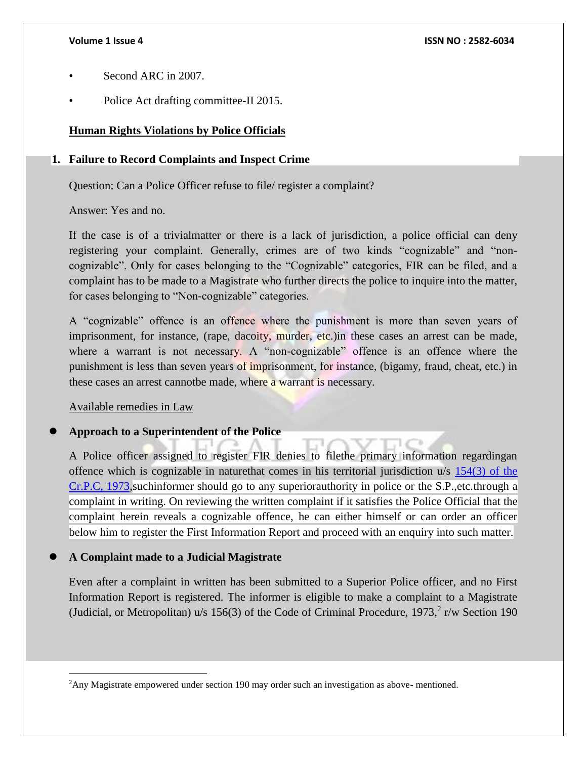- Second ARC in 2007.
- Police Act drafting committee-II 2015.

## Human Rights Violations by Police Officials

### 1. Failure to Record Complaints and Inspect Crime

Question: Can a Police Officer refuse to file/ register a complaint?

Answer: Yes and no.

If the case is of a trivialmatter or there is a lack of jurisdiction, a police official can deny registering your complaint. Generally, crimes are of two kinds "cognizable" and "non-cognizable". Only for cases belonging to the "Cognizable" categories, FIR can be filed, and a complaint has to be made to a Magistrate who further directs the police to inquire into the matter, for cases belonging to "Non-cognizable" categories.

A "cognizable" offence is an offence where the punishment is more than seven years of imprisonment, for instance, (rape, dacoity, murder, etc.)in these cases an arrest can be made, where a warrant is not necessary. A "non-cognizable" offence is an offence where the punishment is less than seven years of imprisonment, for instance, (bigamy, fraud, cheat, etc.) in these cases an arrest cannotbe made, where a warrant is necessary.

Available remedies in Law

- **Approach to a Superintendent of the Police**

A Police officer assigned to register FIR denies to filethe primary information regardingan offence which is cognizable in naturethat comes in his territorial jurisdiction u/s 154(3) of the Cr.P.C, 1973,suchinformer should go to any superiorauthority in police or the S.P.,etc.through a complaint in writing. On reviewing the written complaint if it satisfies the Police Official that the complaint herein reveals a cognizable offence, he can either himself or can order an officer below him to register the First Information Report and proceed with an enquiry into such matter.

- **A Complaint made to a Judicial Magistrate**

Even after a complaint in written has been submitted to a Superior Police officer, and no First Information Report is registered. The informer is eligible to make a complaint to a Magistrate (Judicial, or Metropolitan) u/s 156(3) of the Code of Criminal Procedure, 1973,[2] r/w Section 190

[2]Any Magistrate empowered under section 190 may order such an investigation as above- mentioned.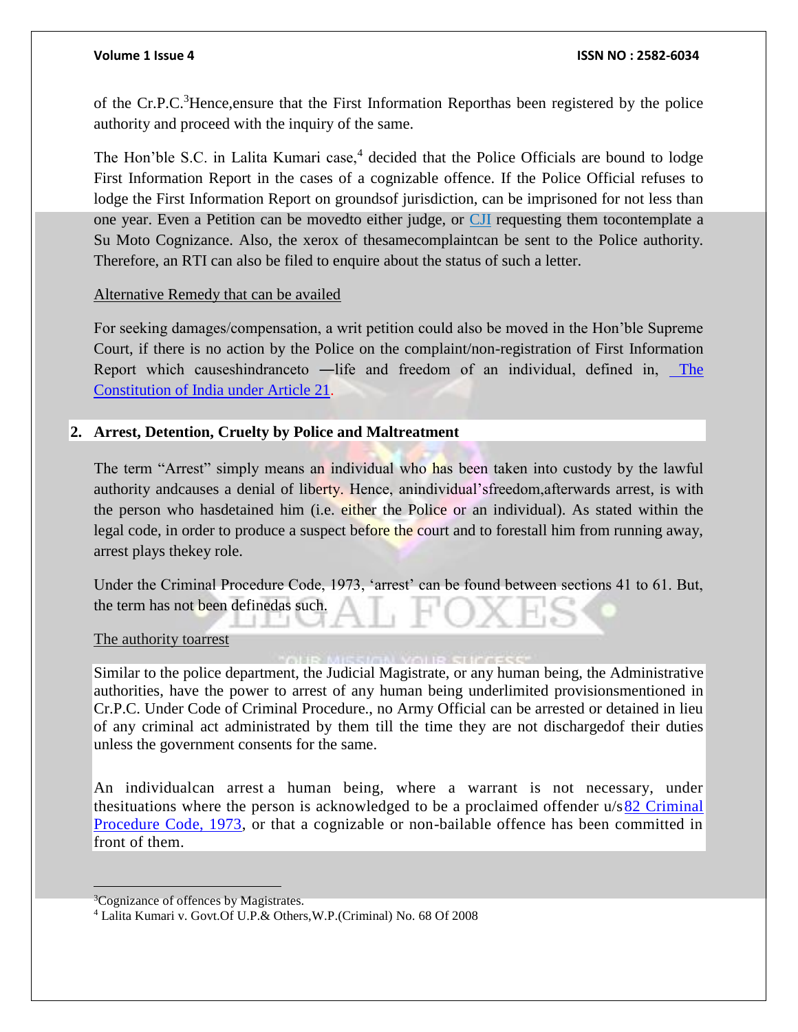of the Cr.P.C.[3]Hence,ensure that the First Information Reporthas been registered by the police authority and proceed with the inquiry of the same.

The Hon'ble S.C. in Lalita Kumari case,[4] decided that the Police Officials are bound to lodge First Information Report in the cases of a cognizable offence. If the Police Official refuses to lodge the First Information Report on groundsof jurisdiction, can be imprisoned for not less than one year. Even a Petition can be movedto either judge, or CJI requesting them tocontemplate a Su Moto Cognizance. Also, the xerox of thesamecomplaintcan be sent to the Police authority. Therefore, an RTI can also be filed to enquire about the status of such a letter.

Alternative Remedy that can be availed

For seeking damages/compensation, a writ petition could also be moved in the Hon'ble Supreme Court, if there is no action by the Police on the complaint/non-registration of First Information Report which causeshindranceto ―life and freedom of an individual, defined in, The Constitution of India under Article 21.

## 2. Arrest, Detention, Cruelty by Police and Maltreatment

The term "Arrest" simply means an individual who has been taken into custody by the lawful authority andcauses a denial of liberty. Hence, anindividual'sfreedom,afterwards arrest, is with the person who hasdetained him (i.e. either the Police or an individual). As stated within the legal code, in order to produce a suspect before the court and to forestall him from running away, arrest plays thekey role.

Under the Criminal Procedure Code, 1973, 'arrest' can be found between sections 41 to 61. But, the term has not been definedas such.

The authority toarrest

Similar to the police department, the Judicial Magistrate, or any human being, the Administrative authorities, have the power to arrest of any human being underlimited provisionsmentioned in Cr.P.C. Under Code of Criminal Procedure., no Army Official can be arrested or detained in lieu of any criminal act administrated by them till the time they are not dischargedof their duties unless the government consents for the same.

An individualcan arrest a human being, where a warrant is not necessary, under thesituations where the person is acknowledged to be a proclaimed offender u/s 82 Criminal Procedure Code, 1973, or that a cognizable or non-bailable offence has been committed in front of them.

---

[3]Cognizance of offences by Magistrates.

[4] Lalita Kumari v. Govt.Of U.P.& Others,W.P.(Criminal) No. 68 Of 2008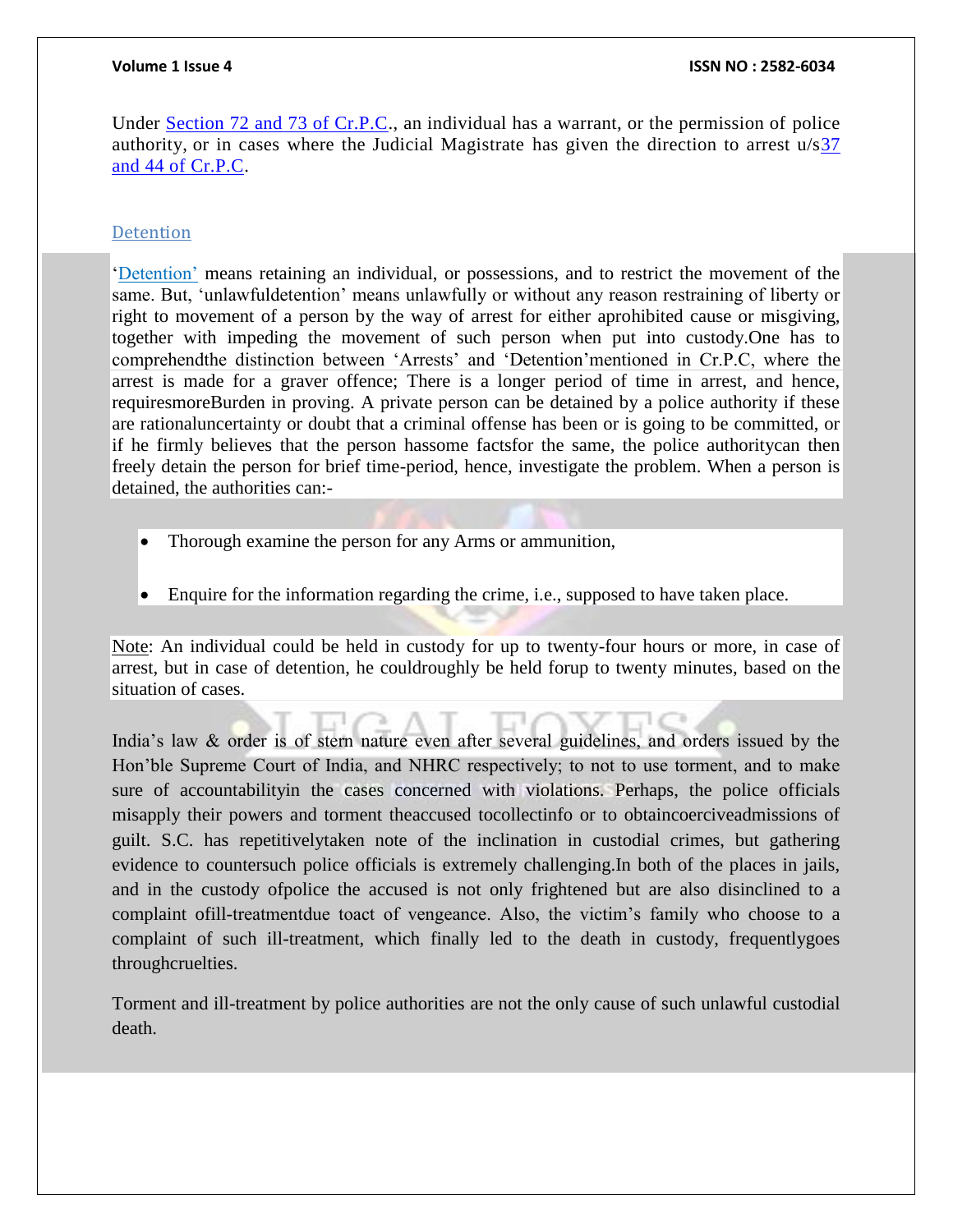Under Section 72 and 73 of Cr.P.C., an individual has a warrant, or the permission of police authority, or in cases where the Judicial Magistrate has given the direction to arrest u/s37 and 44 of Cr.P.C.

## Detention

'Detention' means retaining an individual, or possessions, and to restrict the movement of the same. But, 'unlawfuldetention' means unlawfully or without any reason restraining of liberty or right to movement of a person by the way of arrest for either aprohibited cause or misgiving, together with impeding the movement of such person when put into custody.One has to comprehendthe distinction between 'Arrests' and 'Detention'mentioned in Cr.P.C, where the arrest is made for a graver offence; There is a longer period of time in arrest, and hence, requiresmoreBurden in proving. A private person can be detained by a police authority if these are rationaluncertainty or doubt that a criminal offense has been or is going to be committed, or if he firmly believes that the person hassome factsfor the same, the police authoritycan then freely detain the person for brief time-period, hence, investigate the problem. When a person is detained, the authorities can:-

- Thorough examine the person for any Arms or ammunition,
- Enquire for the information regarding the crime, i.e., supposed to have taken place.

Note: An individual could be held in custody for up to twenty-four hours or more, in case of arrest, but in case of detention, he couldroughly be held forup to twenty minutes, based on the situation of cases.

India's law & order is of stern nature even after several guidelines, and orders issued by the Hon'ble Supreme Court of India, and NHRC respectively; to not to use torment, and to make sure of accountabilityin the cases concerned with violations. Perhaps, the police officials misapply their powers and torment theaccused tocollectinfo or to obtaincoerciveadmissions of guilt. S.C. has repetitivelytaken note of the inclination in custodial crimes, but gathering evidence to countersuch police officials is extremely challenging.In both of the places in jails, and in the custody ofpolice the accused is not only frightened but are also disinclined to a complaint ofill-treatmentdue toact of vengeance. Also, the victim's family who choose to a complaint of such ill-treatment, which finally led to the death in custody, frequentlygoes throughcruelties.

Torment and ill-treatment by police authorities are not the only cause of such unlawful custodial death.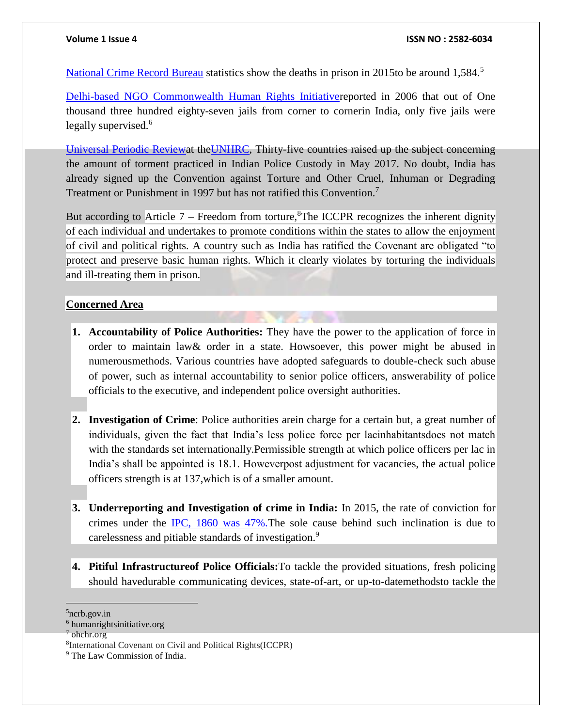National Crime Record Bureau statistics show the deaths in prison in 2015to be around 1,584.[5]

Delhi-based NGO Commonwealth Human Rights Initiativereported in 2006 that out of One thousand three hundred eighty-seven jails from corner to cornerin India, only five jails were legally supervised.[6]

Universal Periodic Reviewat theUNHRC, Thirty-five countries raised up the subject concerning the amount of torment practiced in Indian Police Custody in May 2017. No doubt, India has already signed up the Convention against Torture and Other Cruel, Inhuman or Degrading Treatment or Punishment in 1997 but has not ratified this Convention.[7]

But according to Article 7 – Freedom from torture,[8]The ICCPR recognizes the inherent dignity of each individual and undertakes to promote conditions within the states to allow the enjoyment of civil and political rights. A country such as India has ratified the Covenant are obligated "to protect and preserve basic human rights. Which it clearly violates by torturing the individuals and ill-treating them in prison.

**Concerned Area**

1. **Accountability of Police Authorities:** They have the power to the application of force in order to maintain law& order in a state. Howsoever, this power might be abused in numerousmethods. Various countries have adopted safeguards to double-check such abuse of power, such as internal accountability to senior police officers, answerability of police officials to the executive, and independent police oversight authorities.

2. **Investigation of Crime**: Police authorities arein charge for a certain but, a great number of individuals, given the fact that India's less police force per lacinhabitantsdoes not match with the standards set internationally.Permissible strength at which police officers per lac in India's shall be appointed is 18.1. Howeverpost adjustment for vacancies, the actual police officers strength is at 137,which is of a smaller amount.

3. **Underreporting and Investigation of crime in India:** In 2015, the rate of conviction for crimes under the IPC, 1860 was 47%.The sole cause behind such inclination is due to carelessness and pitiable standards of investigation.[9]

4. **Pitiful Infrastructureof Police Officials:**To tackle the provided situations, fresh policing should havedurable communicating devices, state-of-art, or up-to-datemethodsto tackle the

---

[5]ncrb.gov.in

[6] humanrightsinitiative.org

[7] ohchr.org

[8]International Covenant on Civil and Political Rights(ICCPR)

[9] The Law Commission of India.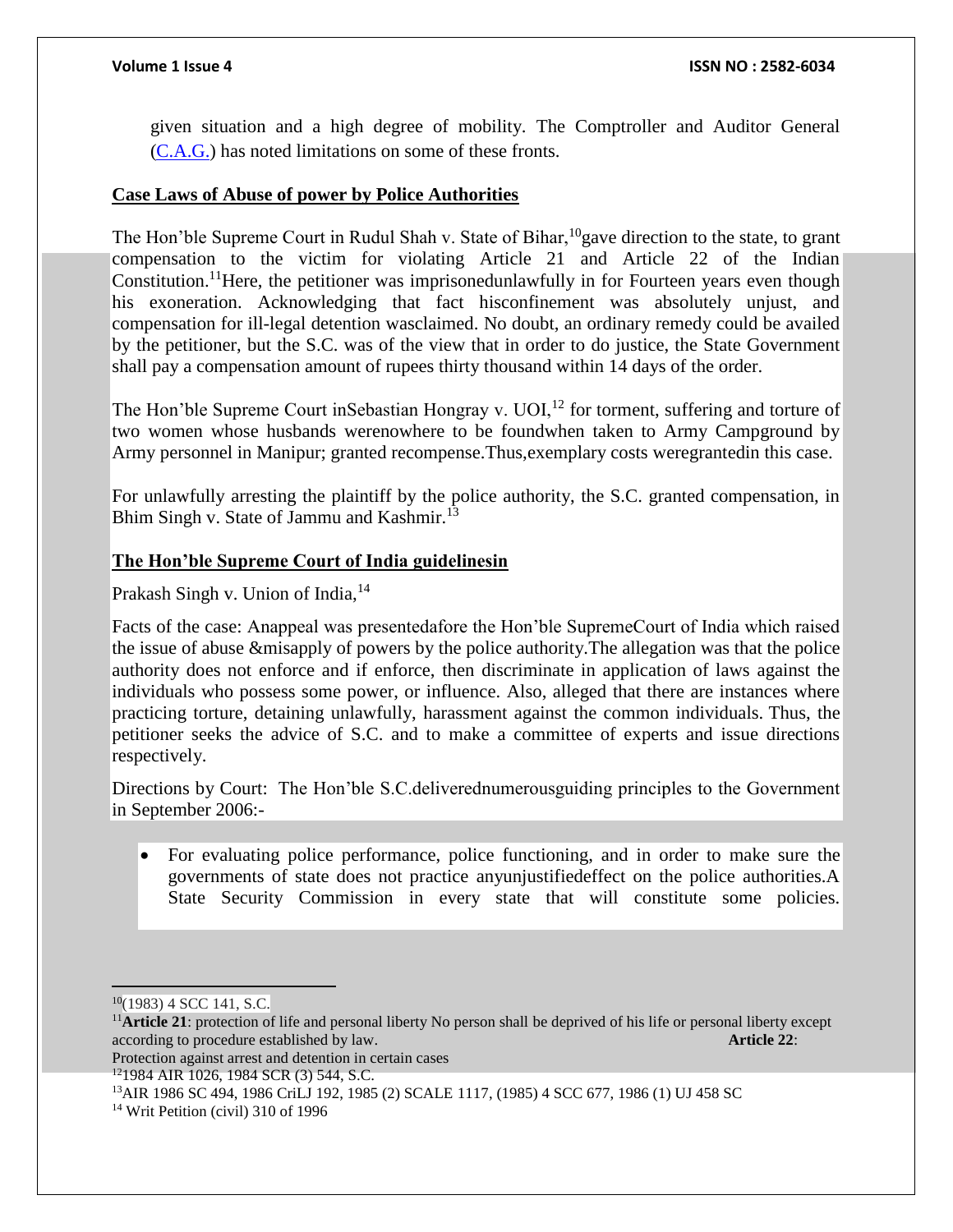given situation and a high degree of mobility. The Comptroller and Auditor General (C.A.G.) has noted limitations on some of these fronts.

**Case Laws of Abuse of power by Police Authorities**

The Hon'ble Supreme Court in Rudul Shah v. State of Bihar,[10]gave direction to the state, to grant compensation to the victim for violating Article 21 and Article 22 of the Indian Constitution.[11]Here, the petitioner was imprisonedunlawfully in for Fourteen years even though his exoneration. Acknowledging that fact hisconfinement was absolutely unjust, and compensation for ill-legal detention wasclaimed. No doubt, an ordinary remedy could be availed by the petitioner, but the S.C. was of the view that in order to do justice, the State Government shall pay a compensation amount of rupees thirty thousand within 14 days of the order.

The Hon'ble Supreme Court inSebastian Hongray v. UOI,[12] for torment, suffering and torture of two women whose husbands werenowhere to be foundwhen taken to Army Campground by Army personnel in Manipur; granted recompense.Thus,exemplary costs weregrantedin this case.

For unlawfully arresting the plaintiff by the police authority, the S.C. granted compensation, in Bhim Singh v. State of Jammu and Kashmir.[13]

**The Hon'ble Supreme Court of India guidelinesin**

Prakash Singh v. Union of India,[14]

Facts of the case: Anappeal was presentedafore the Hon'ble SupremeCourt of India which raised the issue of abuse &misapply of powers by the police authority.The allegation was that the police authority does not enforce and if enforce, then discriminate in application of laws against the individuals who possess some power, or influence. Also, alleged that there are instances where practicing torture, detaining unlawfully, harassment against the common individuals. Thus, the petitioner seeks the advice of S.C. and to make a committee of experts and issue directions respectively.

Directions by Court: The Hon'ble S.C.deliverednumerousguiding principles to the Government in September 2006:-

- For evaluating police performance, police functioning, and in order to make sure the governments of state does not practice anyunjustifiedeffect on the police authorities.A State Security Commission in every state that will constitute some policies.

---

[10](1983) 4 SCC 141, S.C.

[11]**Article 21**: protection of life and personal liberty No person shall be deprived of his life or personal liberty except according to procedure established by law. **Article 22**: Protection against arrest and detention in certain cases

[12]1984 AIR 1026, 1984 SCR (3) 544, S.C.

[13]AIR 1986 SC 494, 1986 CriLJ 192, 1985 (2) SCALE 1117, (1985) 4 SCC 677, 1986 (1) UJ 458 SC

[14] Writ Petition (civil) 310 of 1996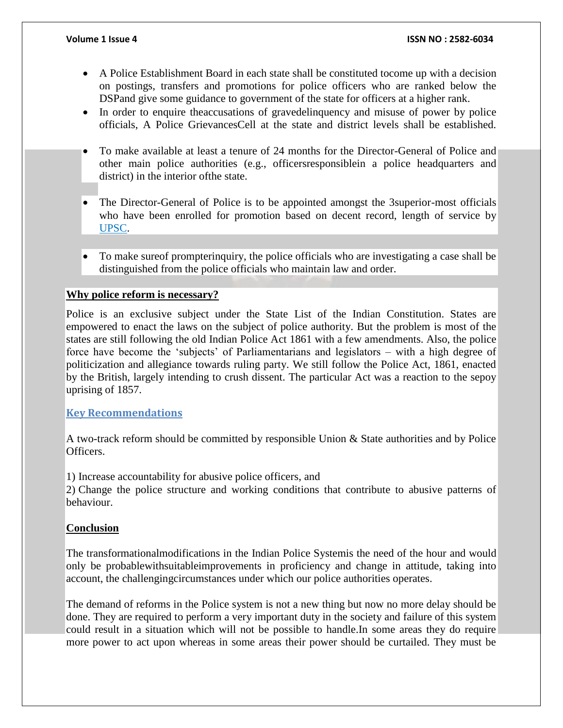- A Police Establishment Board in each state shall be constituted tocome up with a decision on postings, transfers and promotions for police officers who are ranked below the DSPand give some guidance to government of the state for officers at a higher rank.
- In order to enquire theaccusations of gravedelinquency and misuse of power by police officials, A Police GrievancesCell at the state and district levels shall be established.
- To make available at least a tenure of 24 months for the Director-General of Police and other main police authorities (e.g., officersresponsiblein a police headquarters and district) in the interior ofthe state.
- The Director-General of Police is to be appointed amongst the 3superior-most officials who have been enrolled for promotion based on decent record, length of service by UPSC.
- To make sureof prompterinquiry, the police officials who are investigating a case shall be distinguished from the police officials who maintain law and order.

**Why police reform is necessary?**

Police is an exclusive subject under the State List of the Indian Constitution. States are empowered to enact the laws on the subject of police authority. But the problem is most of the states are still following the old Indian Police Act 1861 with a few amendments. Also, the police force have become the 'subjects' of Parliamentarians and legislators – with a high degree of politicization and allegiance towards ruling party. We still follow the Police Act, 1861, enacted by the British, largely intending to crush dissent. The particular Act was a reaction to the sepoy uprising of 1857.

## Key Recommendations

A two-track reform should be committed by responsible Union & State authorities and by Police Officers.

1) Increase accountability for abusive police officers, and
2) Change the police structure and working conditions that contribute to abusive patterns of behaviour.

**Conclusion**

The transformationalmodifications in the Indian Police Systemis the need of the hour and would only be probablewithsuitableimprovements in proficiency and change in attitude, taking into account, the challengingcircumstances under which our police authorities operates.

The demand of reforms in the Police system is not a new thing but now no more delay should be done. They are required to perform a very important duty in the society and failure of this system could result in a situation which will not be possible to handle.In some areas they do require more power to act upon whereas in some areas their power should be curtailed. They must be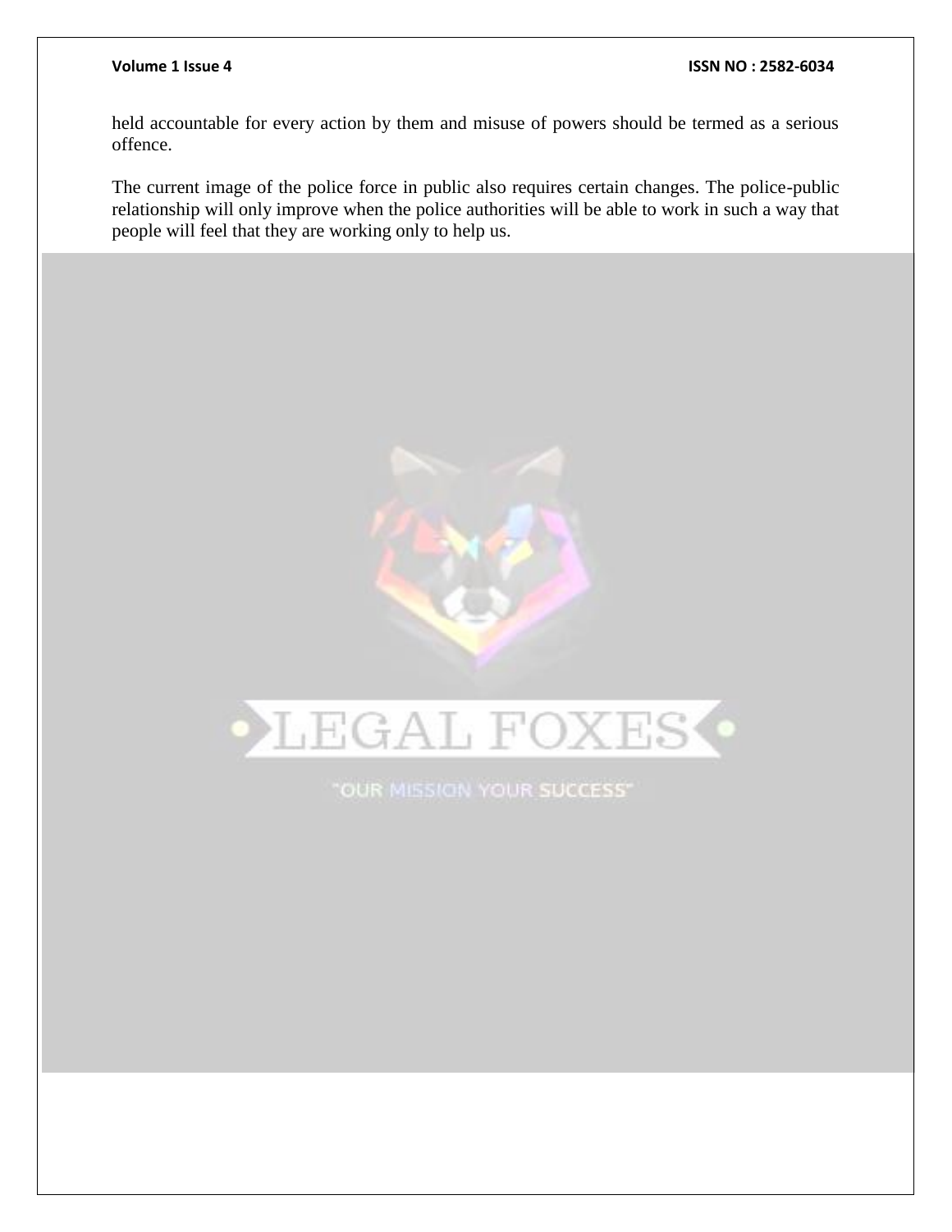held accountable for every action by them and misuse of powers should be termed as a serious offence.

The current image of the police force in public also requires certain changes. The police-public relationship will only improve when the police authorities will be able to work in such a way that people will feel that they are working only to help us.